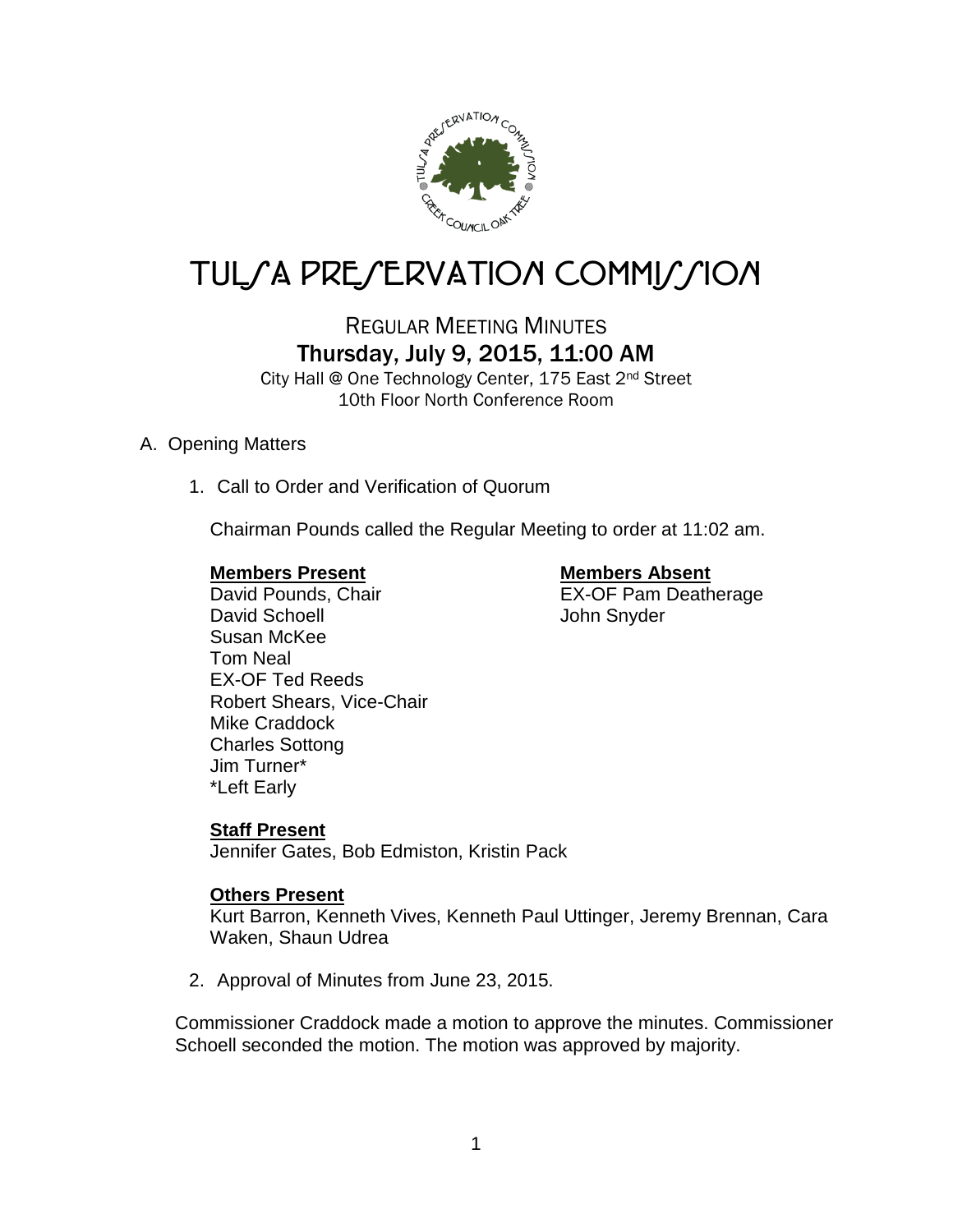# TULSA PRESERVATION COMMISSION

## REGULAR MEETING MINUTES
## Thursday, July 9, 2015, 11:00 AM

City Hall @ One Technology Center, 175 East 2nd Street
10th Floor North Conference Room

A. Opening Matters

1. Call to Order and Verification of Quorum

   Chairman Pounds called the Regular Meeting to order at 11:02 am.

   **Members Present**
   David Pounds, Chair
   David Schoell
   Susan McKee
   Tom Neal
   EX-OF Ted Reeds
   Robert Shears, Vice-Chair
   Mike Craddock
   Charles Sottong
   Jim Turner*
   *Left Early

   **Members Absent**
   EX-OF Pam Deatherage
   John Snyder

   **Staff Present**
   Jennifer Gates, Bob Edmiston, Kristin Pack

   **Others Present**
   Kurt Barron, Kenneth Vives, Kenneth Paul Uttinger, Jeremy Brennan, Cara Waken, Shaun Udrea

2. Approval of Minutes from June 23, 2015.

Commissioner Craddock made a motion to approve the minutes. Commissioner Schoell seconded the motion. The motion was approved by majority.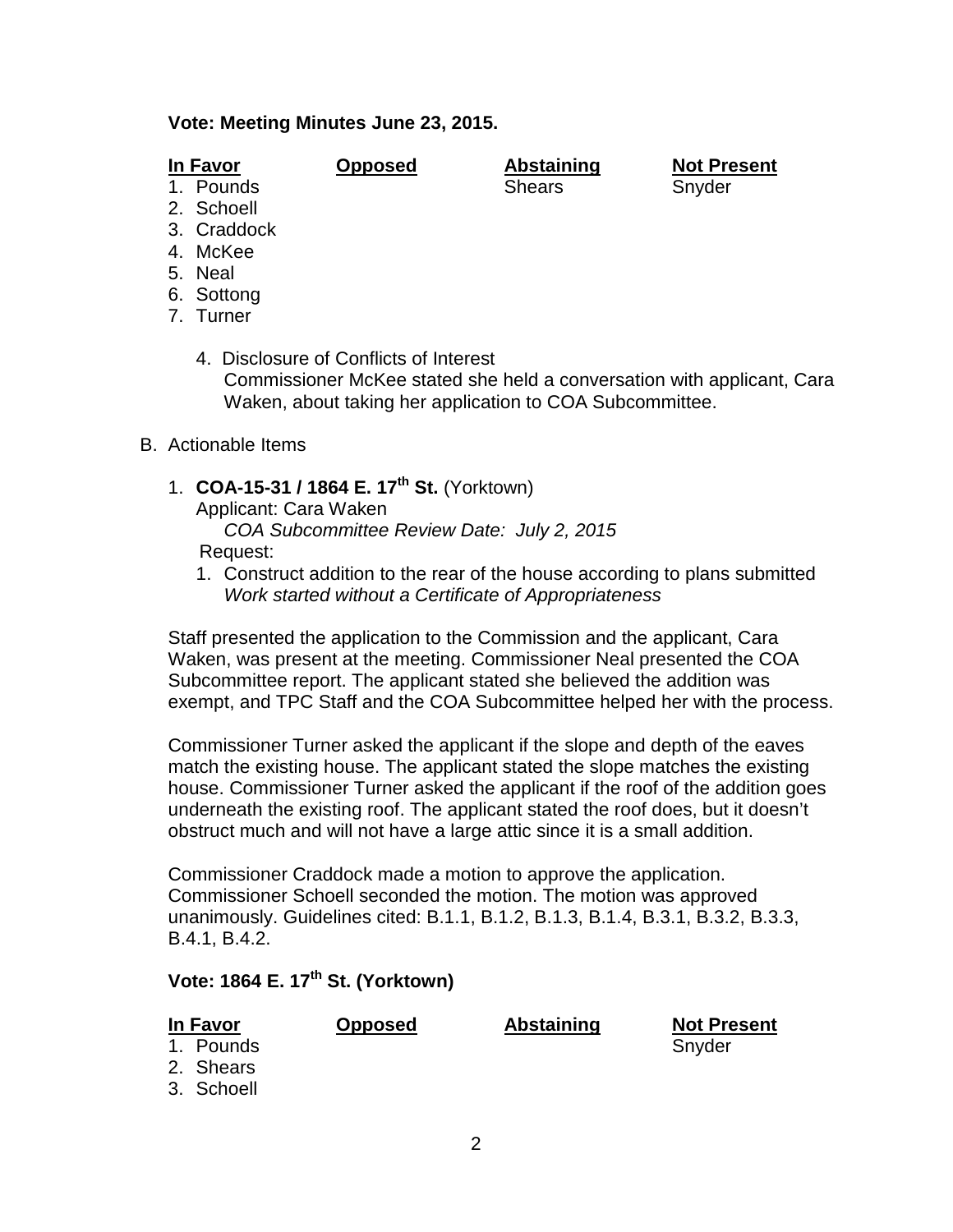**Vote: Meeting Minutes June 23, 2015.**

| In Favor | Opposed | Abstaining | Not Present |
|---|---|---|---|
| 1. Pounds | | Shears | Snyder |
| 2. Schoell | | | |
| 3. Craddock | | | |
| 4. McKee | | | |
| 5. Neal | | | |
| 6. Sottong | | | |
| 7. Turner | | | |

4. Disclosure of Conflicts of Interest
   Commissioner McKee stated she held a conversation with applicant, Cara Waken, about taking her application to COA Subcommittee.

B. Actionable Items

1. **COA-15-31 / 1864 E. 17th St.** (Yorktown)
   Applicant: Cara Waken
   *COA Subcommittee Review Date: July 2, 2015*
   Request:
   1. Construct addition to the rear of the house according to plans submitted
      *Work started without a Certificate of Appropriateness*

Staff presented the application to the Commission and the applicant, Cara Waken, was present at the meeting. Commissioner Neal presented the COA Subcommittee report. The applicant stated she believed the addition was exempt, and TPC Staff and the COA Subcommittee helped her with the process.

Commissioner Turner asked the applicant if the slope and depth of the eaves match the existing house. The applicant stated the slope matches the existing house. Commissioner Turner asked the applicant if the roof of the addition goes underneath the existing roof. The applicant stated the roof does, but it doesn't obstruct much and will not have a large attic since it is a small addition.

Commissioner Craddock made a motion to approve the application. Commissioner Schoell seconded the motion. The motion was approved unanimously. Guidelines cited: B.1.1, B.1.2, B.1.3, B.1.4, B.3.1, B.3.2, B.3.3, B.4.1, B.4.2.

**Vote: 1864 E. 17th St. (Yorktown)**

| In Favor | Opposed | Abstaining | Not Present |
|---|---|---|---|
| 1. Pounds | | | Snyder |
| 2. Shears | | | |
| 3. Schoell | | | |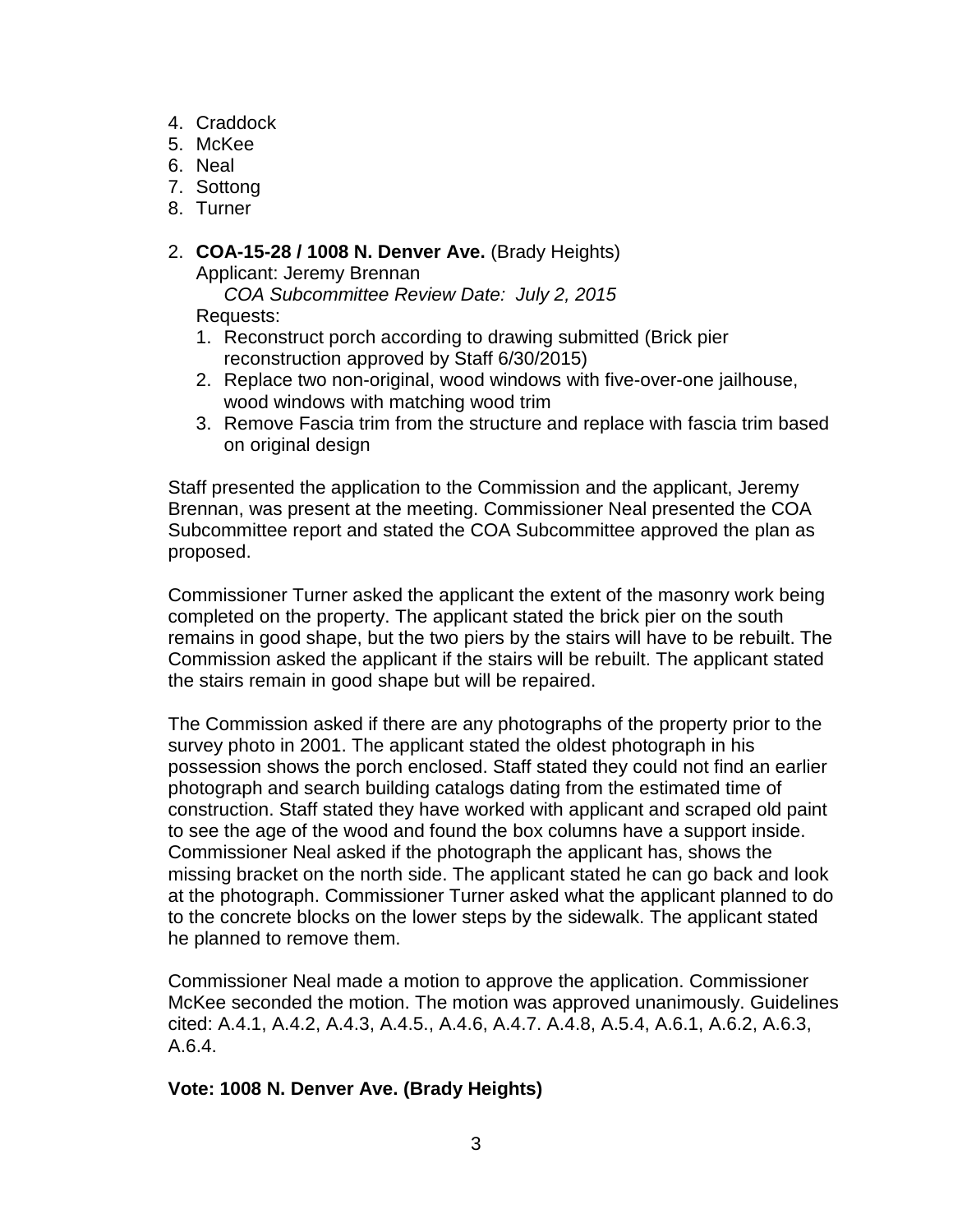4. Craddock
5. McKee
6. Neal
7. Sottong
8. Turner

2. **COA-15-28 / 1008 N. Denver Ave.** (Brady Heights)
   Applicant: Jeremy Brennan
   *COA Subcommittee Review Date: July 2, 2015*
   Requests:
   1. Reconstruct porch according to drawing submitted (Brick pier reconstruction approved by Staff 6/30/2015)
   2. Replace two non-original, wood windows with five-over-one jailhouse, wood windows with matching wood trim
   3. Remove Fascia trim from the structure and replace with fascia trim based on original design

Staff presented the application to the Commission and the applicant, Jeremy Brennan, was present at the meeting. Commissioner Neal presented the COA Subcommittee report and stated the COA Subcommittee approved the plan as proposed.

Commissioner Turner asked the applicant the extent of the masonry work being completed on the property. The applicant stated the brick pier on the south remains in good shape, but the two piers by the stairs will have to be rebuilt. The Commission asked the applicant if the stairs will be rebuilt. The applicant stated the stairs remain in good shape but will be repaired.

The Commission asked if there are any photographs of the property prior to the survey photo in 2001. The applicant stated the oldest photograph in his possession shows the porch enclosed. Staff stated they could not find an earlier photograph and search building catalogs dating from the estimated time of construction. Staff stated they have worked with applicant and scraped old paint to see the age of the wood and found the box columns have a support inside. Commissioner Neal asked if the photograph the applicant has, shows the missing bracket on the north side. The applicant stated he can go back and look at the photograph. Commissioner Turner asked what the applicant planned to do to the concrete blocks on the lower steps by the sidewalk. The applicant stated he planned to remove them.

Commissioner Neal made a motion to approve the application. Commissioner McKee seconded the motion. The motion was approved unanimously. Guidelines cited: A.4.1, A.4.2, A.4.3, A.4.5., A.4.6, A.4.7. A.4.8, A.5.4, A.6.1, A.6.2, A.6.3, A.6.4.

**Vote: 1008 N. Denver Ave. (Brady Heights)**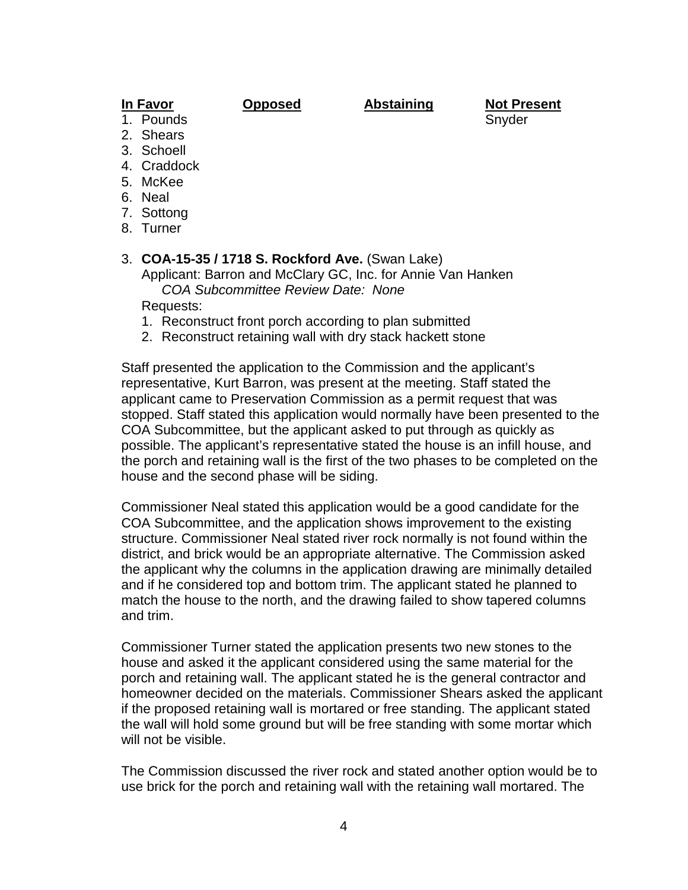| In Favor | Opposed | Abstaining | Not Present |
| --- | --- | --- | --- |
| 1. Pounds | | | Snyder |
| 2. Shears | | | |
| 3. Schoell | | | |
| 4. Craddock | | | |
| 5. McKee | | | |
| 6. Neal | | | |
| 7. Sottong | | | |
| 8. Turner | | | |

3. **COA-15-35 / 1718 S. Rockford Ave.** (Swan Lake)
   Applicant: Barron and McClary GC, Inc. for Annie Van Hanken
   *COA Subcommittee Review Date: None*
   Requests:
   1. Reconstruct front porch according to plan submitted
   2. Reconstruct retaining wall with dry stack hackett stone

Staff presented the application to the Commission and the applicant's representative, Kurt Barron, was present at the meeting. Staff stated the applicant came to Preservation Commission as a permit request that was stopped. Staff stated this application would normally have been presented to the COA Subcommittee, but the applicant asked to put through as quickly as possible. The applicant's representative stated the house is an infill house, and the porch and retaining wall is the first of the two phases to be completed on the house and the second phase will be siding.

Commissioner Neal stated this application would be a good candidate for the COA Subcommittee, and the application shows improvement to the existing structure. Commissioner Neal stated river rock normally is not found within the district, and brick would be an appropriate alternative. The Commission asked the applicant why the columns in the application drawing are minimally detailed and if he considered top and bottom trim. The applicant stated he planned to match the house to the north, and the drawing failed to show tapered columns and trim.

Commissioner Turner stated the application presents two new stones to the house and asked it the applicant considered using the same material for the porch and retaining wall. The applicant stated he is the general contractor and homeowner decided on the materials. Commissioner Shears asked the applicant if the proposed retaining wall is mortared or free standing. The applicant stated the wall will hold some ground but will be free standing with some mortar which will not be visible.

The Commission discussed the river rock and stated another option would be to use brick for the porch and retaining wall with the retaining wall mortared. The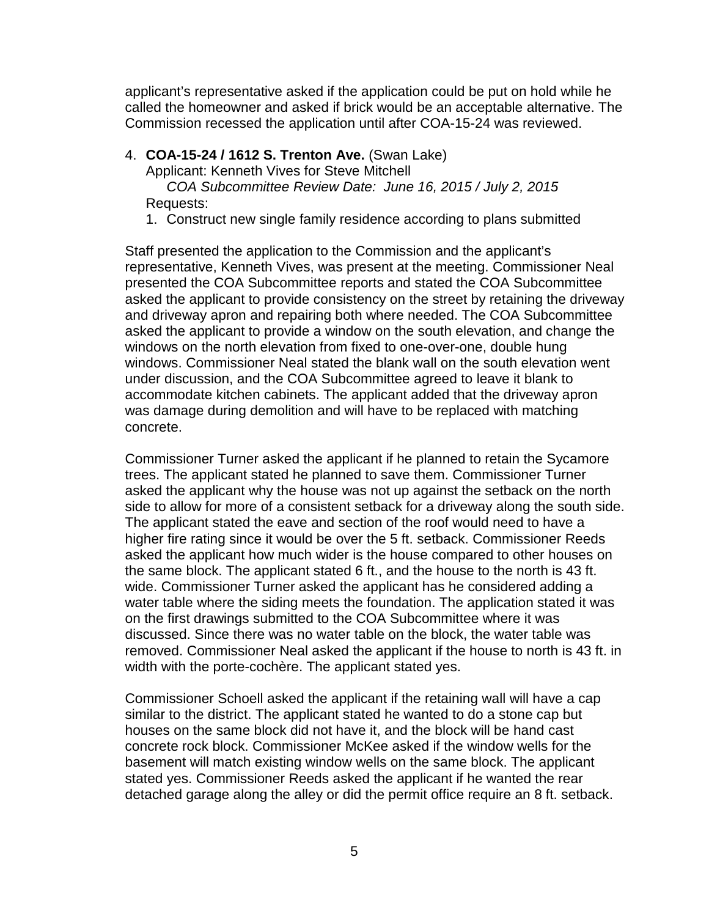applicant's representative asked if the application could be put on hold while he called the homeowner and asked if brick would be an acceptable alternative. The Commission recessed the application until after COA-15-24 was reviewed.

4. **COA-15-24 / 1612 S. Trenton Ave.** (Swan Lake)
   Applicant: Kenneth Vives for Steve Mitchell
   *COA Subcommittee Review Date: June 16, 2015 / July 2, 2015*
   Requests:
   1. Construct new single family residence according to plans submitted

Staff presented the application to the Commission and the applicant's representative, Kenneth Vives, was present at the meeting. Commissioner Neal presented the COA Subcommittee reports and stated the COA Subcommittee asked the applicant to provide consistency on the street by retaining the driveway and driveway apron and repairing both where needed. The COA Subcommittee asked the applicant to provide a window on the south elevation, and change the windows on the north elevation from fixed to one-over-one, double hung windows. Commissioner Neal stated the blank wall on the south elevation went under discussion, and the COA Subcommittee agreed to leave it blank to accommodate kitchen cabinets. The applicant added that the driveway apron was damage during demolition and will have to be replaced with matching concrete.

Commissioner Turner asked the applicant if he planned to retain the Sycamore trees. The applicant stated he planned to save them. Commissioner Turner asked the applicant why the house was not up against the setback on the north side to allow for more of a consistent setback for a driveway along the south side. The applicant stated the eave and section of the roof would need to have a higher fire rating since it would be over the 5 ft. setback. Commissioner Reeds asked the applicant how much wider is the house compared to other houses on the same block. The applicant stated 6 ft., and the house to the north is 43 ft. wide. Commissioner Turner asked the applicant has he considered adding a water table where the siding meets the foundation. The application stated it was on the first drawings submitted to the COA Subcommittee where it was discussed. Since there was no water table on the block, the water table was removed. Commissioner Neal asked the applicant if the house to north is 43 ft. in width with the porte-cochère. The applicant stated yes.

Commissioner Schoell asked the applicant if the retaining wall will have a cap similar to the district. The applicant stated he wanted to do a stone cap but houses on the same block did not have it, and the block will be hand cast concrete rock block. Commissioner McKee asked if the window wells for the basement will match existing window wells on the same block. The applicant stated yes. Commissioner Reeds asked the applicant if he wanted the rear detached garage along the alley or did the permit office require an 8 ft. setback.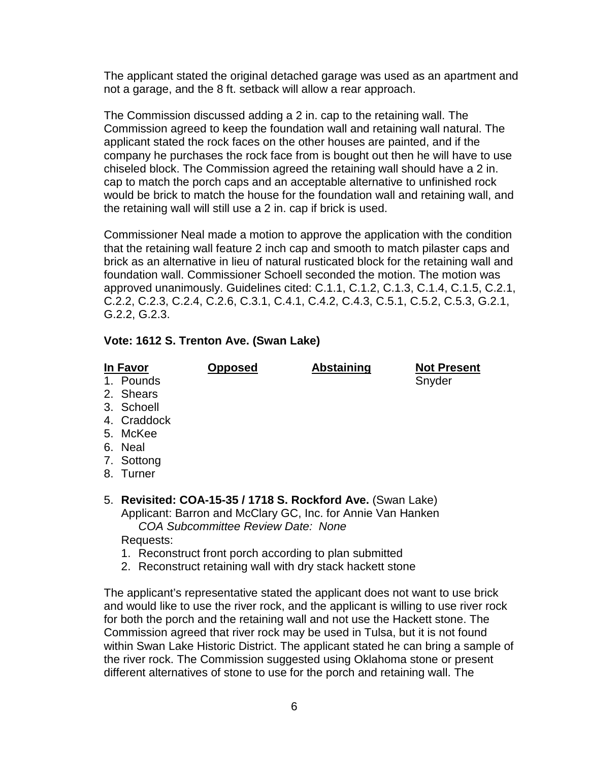The applicant stated the original detached garage was used as an apartment and not a garage, and the 8 ft. setback will allow a rear approach.

The Commission discussed adding a 2 in. cap to the retaining wall. The Commission agreed to keep the foundation wall and retaining wall natural. The applicant stated the rock faces on the other houses are painted, and if the company he purchases the rock face from is bought out then he will have to use chiseled block. The Commission agreed the retaining wall should have a 2 in. cap to match the porch caps and an acceptable alternative to unfinished rock would be brick to match the house for the foundation wall and retaining wall, and the retaining wall will still use a 2 in. cap if brick is used.

Commissioner Neal made a motion to approve the application with the condition that the retaining wall feature 2 inch cap and smooth to match pilaster caps and brick as an alternative in lieu of natural rusticated block for the retaining wall and foundation wall. Commissioner Schoell seconded the motion. The motion was approved unanimously. Guidelines cited: C.1.1, C.1.2, C.1.3, C.1.4, C.1.5, C.2.1, C.2.2, C.2.3, C.2.4, C.2.6, C.3.1, C.4.1, C.4.2, C.4.3, C.5.1, C.5.2, C.5.3, G.2.1, G.2.2, G.2.3.

**Vote: 1612 S. Trenton Ave. (Swan Lake)**

| In Favor | Opposed | Abstaining | Not Present |
| --- | --- | --- | --- |
| 1. Pounds | | | Snyder |
| 2. Shears | | | |
| 3. Schoell | | | |
| 4. Craddock | | | |
| 5. McKee | | | |
| 6. Neal | | | |
| 7. Sottong | | | |
| 8. Turner | | | |

5. **Revisited: COA-15-35 / 1718 S. Rockford Ave.** (Swan Lake)
   Applicant: Barron and McClary GC, Inc. for Annie Van Hanken
   *COA Subcommittee Review Date: None*
   Requests:
   1. Reconstruct front porch according to plan submitted
   2. Reconstruct retaining wall with dry stack hackett stone

The applicant's representative stated the applicant does not want to use brick and would like to use the river rock, and the applicant is willing to use river rock for both the porch and the retaining wall and not use the Hackett stone. The Commission agreed that river rock may be used in Tulsa, but it is not found within Swan Lake Historic District. The applicant stated he can bring a sample of the river rock. The Commission suggested using Oklahoma stone or present different alternatives of stone to use for the porch and retaining wall. The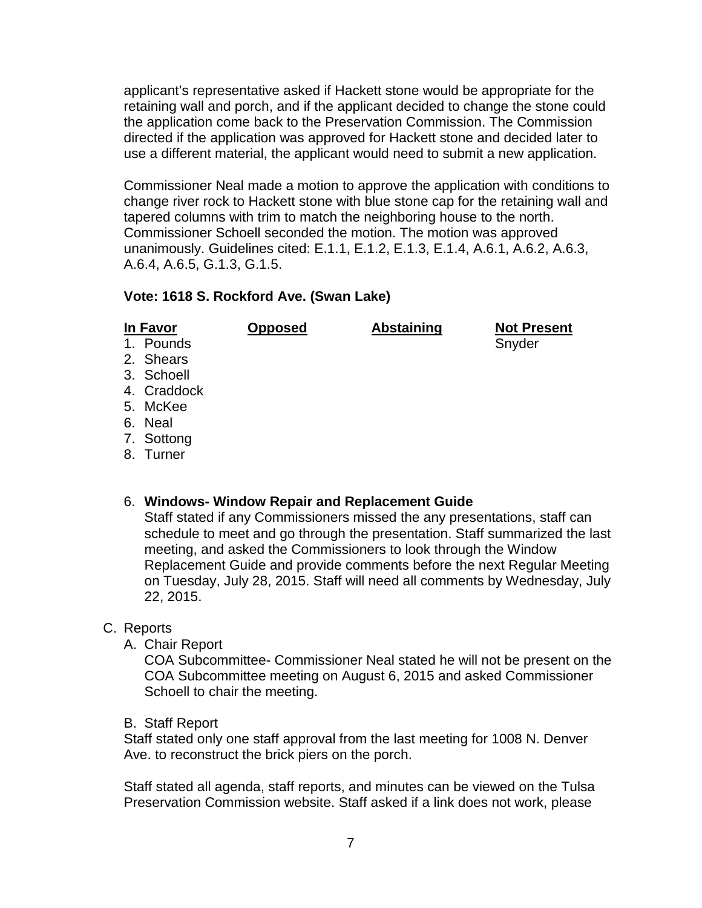applicant's representative asked if Hackett stone would be appropriate for the retaining wall and porch, and if the applicant decided to change the stone could the application come back to the Preservation Commission. The Commission directed if the application was approved for Hackett stone and decided later to use a different material, the applicant would need to submit a new application.

Commissioner Neal made a motion to approve the application with conditions to change river rock to Hackett stone with blue stone cap for the retaining wall and tapered columns with trim to match the neighboring house to the north. Commissioner Schoell seconded the motion. The motion was approved unanimously. Guidelines cited: E.1.1, E.1.2, E.1.3, E.1.4, A.6.1, A.6.2, A.6.3, A.6.4, A.6.5, G.1.3, G.1.5.

**Vote: 1618 S. Rockford Ave. (Swan Lake)**

| **In Favor** | **Opposed** | **Abstaining** | **Not Present** |
|---|---|---|---|
| 1. Pounds | | | Snyder |
| 2. Shears | | | |
| 3. Schoell | | | |
| 4. Craddock | | | |
| 5. McKee | | | |
| 6. Neal | | | |
| 7. Sottong | | | |
| 8. Turner | | | |

6. **Windows- Window Repair and Replacement Guide**
   Staff stated if any Commissioners missed the any presentations, staff can schedule to meet and go through the presentation. Staff summarized the last meeting, and asked the Commissioners to look through the Window Replacement Guide and provide comments before the next Regular Meeting on Tuesday, July 28, 2015. Staff will need all comments by Wednesday, July 22, 2015.

C. Reports

A. Chair Report
COA Subcommittee- Commissioner Neal stated he will not be present on the COA Subcommittee meeting on August 6, 2015 and asked Commissioner Schoell to chair the meeting.

B. Staff Report
Staff stated only one staff approval from the last meeting for 1008 N. Denver Ave. to reconstruct the brick piers on the porch.

Staff stated all agenda, staff reports, and minutes can be viewed on the Tulsa Preservation Commission website. Staff asked if a link does not work, please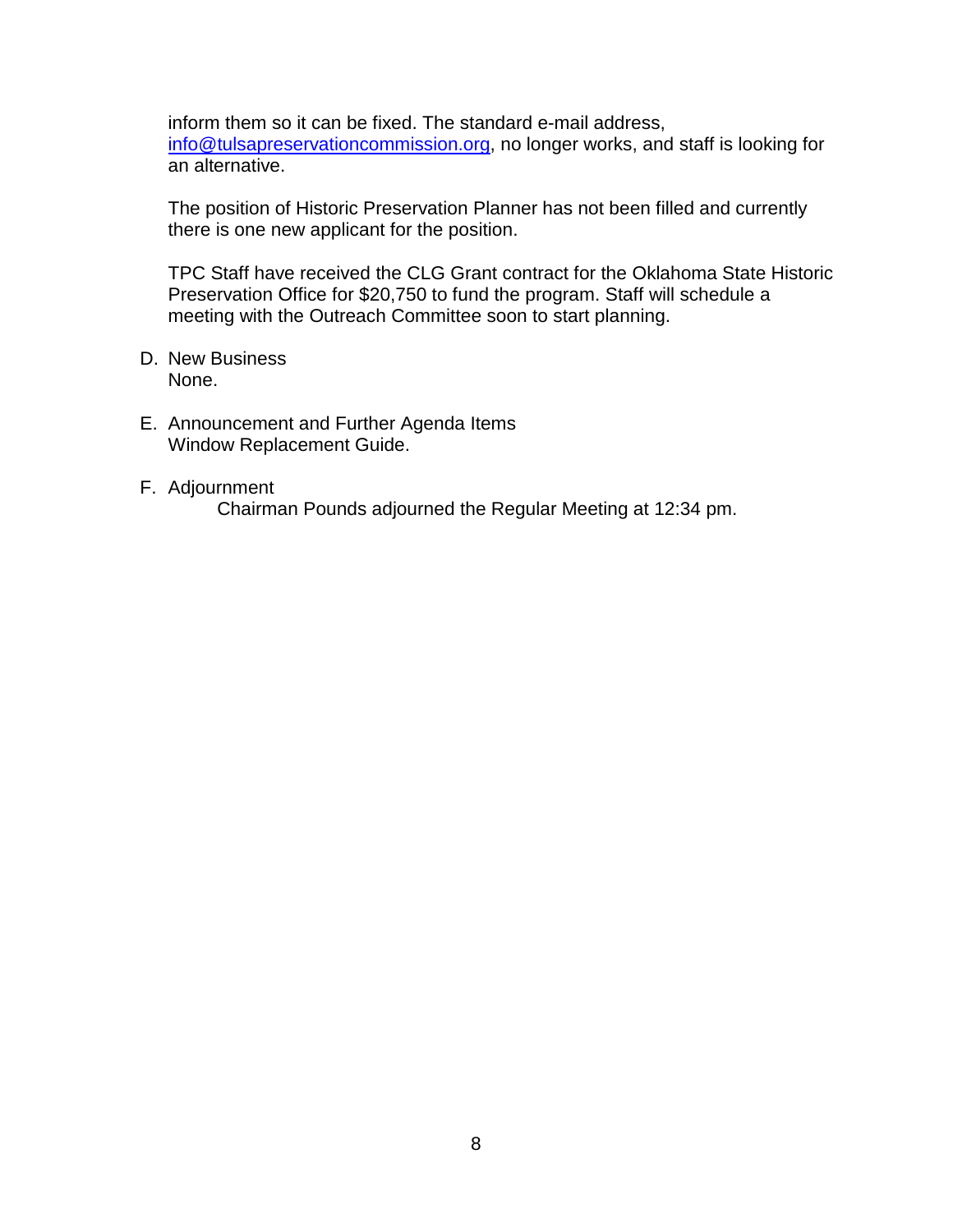inform them so it can be fixed. The standard e-mail address, info@tulsapreservationcommission.org, no longer works, and staff is looking for an alternative.

The position of Historic Preservation Planner has not been filled and currently there is one new applicant for the position.

TPC Staff have received the CLG Grant contract for the Oklahoma State Historic Preservation Office for $20,750 to fund the program. Staff will schedule a meeting with the Outreach Committee soon to start planning.

D. New Business
   None.

E. Announcement and Further Agenda Items
   Window Replacement Guide.

F. Adjournment
   Chairman Pounds adjourned the Regular Meeting at 12:34 pm.